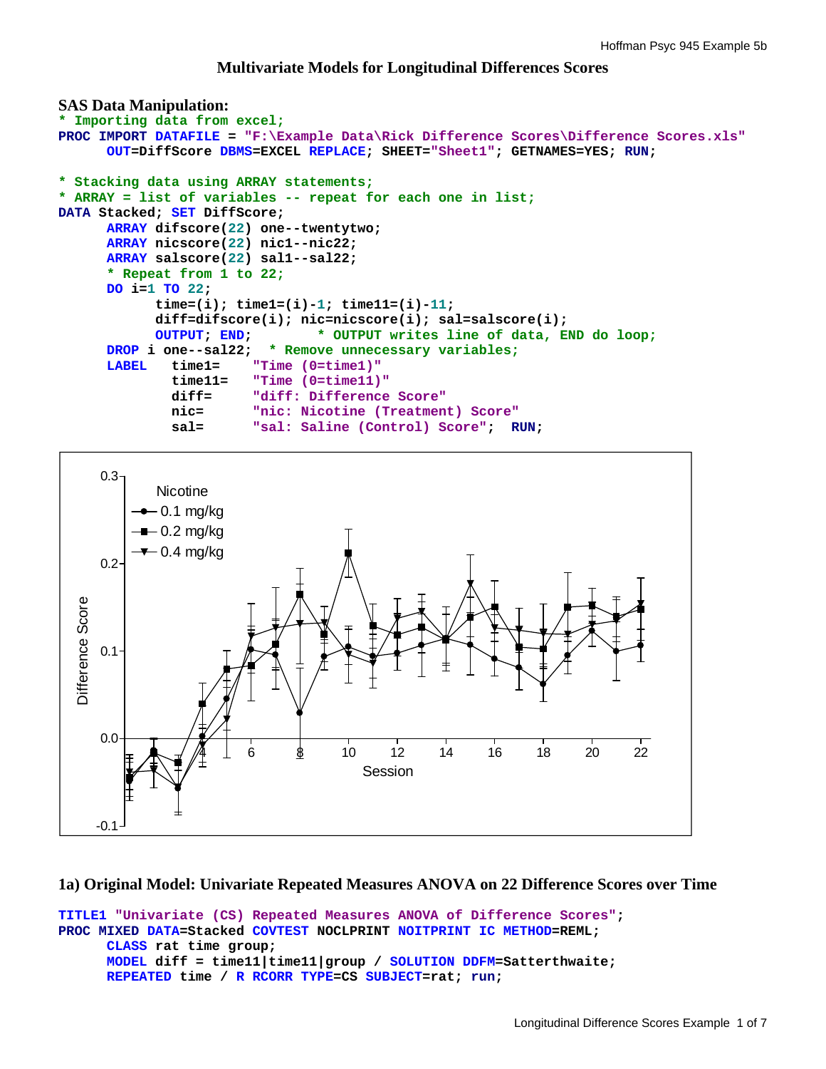# Multivariate Models for Longitudinal Differences Scores

## SAS Data Manipulation:

```
* Importing data from excel;
PROC IMPORT DATAFILE = "F:\Example Data\Rick Difference Scores\Difference Scores.xls"
      OUT=DiffScore DBMS=EXCEL REPLACE; SHEET="Sheet1"; GETNAMES=YES; RUN;

* Stacking data using ARRAY statements;
* ARRAY = list of variables -- repeat for each one in list;
DATA Stacked; SET DiffScore;
      ARRAY difscore(22) one--twentytwo;
      ARRAY nicscore(22) nic1--nic22;
      ARRAY salscore(22) sal1--sal22;
      * Repeat from 1 to 22;
      DO i=1 TO 22;
            time=(i); time1=(i)-1; time11=(i)-11;
            diff=difscore(i); nic=nicscore(i); sal=salscore(i);
            OUTPUT; END;         * OUTPUT writes line of data, END do loop;
      DROP i one--sal22;  * Remove unnecessary variables;
      LABEL   time1=    "Time (0=time1)"
              time11=   "Time (0=time11)"
              diff=     "diff: Difference Score"
              nic=      "nic: Nicotine (Treatment) Score"
              sal=      "sal: Saline (Control) Score";  RUN;
```

## 1a) Original Model: Univariate Repeated Measures ANOVA on 22 Difference Scores over Time

```
TITLE1 "Univariate (CS) Repeated Measures ANOVA of Difference Scores";
PROC MIXED DATA=Stacked COVTEST NOCLPRINT NOITPRINT IC METHOD=REML;
      CLASS rat time group;
      MODEL diff = time11|time11|group / SOLUTION DDFM=Satterthwaite;
      REPEATED time / R RCORR TYPE=CS SUBJECT=rat; run;
```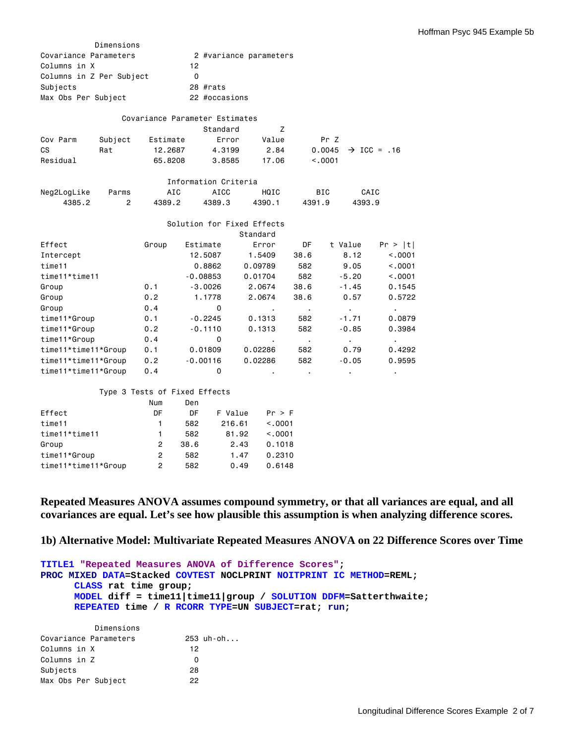**Dimensions**

| | | |
|---|---|---|
| Covariance Parameters | 2 | #variance parameters |
| Columns in X | 12 | |
| Columns in Z Per Subject | 0 | |
| Subjects | 28 | #rats |
| Max Obs Per Subject | 22 | #occasions |

**Covariance Parameter Estimates**

| Cov Parm | Subject | Estimate | Standard Error | Z Value | Pr Z | |
|---|---|---|---|---|---|---|
| CS | Rat | 12.2687 | 4.3199 | 2.84 | 0.0045 | → ICC = .16 |
| Residual | | 65.8208 | 3.8585 | 17.06 | <.0001 | |

**Information Criteria**

| Neg2LogLike | Parms | AIC | AICC | HQIC | BIC | CAIC |
|---|---|---|---|---|---|---|
| 4385.2 | 2 | 4389.2 | 4389.3 | 4390.1 | 4391.9 | 4393.9 |

**Solution for Fixed Effects**

| Effect | Group | Estimate | Standard Error | DF | t Value | Pr > \|t\| |
|---|---|---|---|---|---|---|
| Intercept | | 12.5087 | 1.5409 | 38.6 | 8.12 | <.0001 |
| time11 | | 0.8862 | 0.09789 | 582 | 9.05 | <.0001 |
| time11*time11 | | -0.08853 | 0.01704 | 582 | -5.20 | <.0001 |
| Group | 0.1 | -3.0026 | 2.0674 | 38.6 | -1.45 | 0.1545 |
| Group | 0.2 | 1.1778 | 2.0674 | 38.6 | 0.57 | 0.5722 |
| Group | 0.4 | 0 | . | . | . | . |
| time11*Group | 0.1 | -0.2245 | 0.1313 | 582 | -1.71 | 0.0879 |
| time11*Group | 0.2 | -0.1110 | 0.1313 | 582 | -0.85 | 0.3984 |
| time11*Group | 0.4 | 0 | . | . | . | . |
| time11*time11*Group | 0.1 | 0.01809 | 0.02286 | 582 | 0.79 | 0.4292 |
| time11*time11*Group | 0.2 | -0.00116 | 0.02286 | 582 | -0.05 | 0.9595 |
| time11*time11*Group | 0.4 | 0 | . | . | . | . |

**Type 3 Tests of Fixed Effects**

| Effect | Num DF | Den DF | F Value | Pr > F |
|---|---|---|---|---|
| time11 | 1 | 582 | 216.61 | <.0001 |
| time11*time11 | 1 | 582 | 81.92 | <.0001 |
| Group | 2 | 38.6 | 2.43 | 0.1018 |
| time11*Group | 2 | 582 | 1.47 | 0.2310 |
| time11*time11*Group | 2 | 582 | 0.49 | 0.6148 |

**Repeated Measures ANOVA assumes compound symmetry, or that all variances are equal, and all covariances are equal. Let's see how plausible this assumption is when analyzing difference scores.**

## 1b) Alternative Model: Multivariate Repeated Measures ANOVA on 22 Difference Scores over Time

```
TITLE1 "Repeated Measures ANOVA of Difference Scores";
PROC MIXED DATA=Stacked COVTEST NOCLPRINT NOITPRINT IC METHOD=REML;
     CLASS rat time group;
     MODEL diff = time11|time11|group / SOLUTION DDFM=Satterthwaite;
     REPEATED time / R RCORR TYPE=UN SUBJECT=rat; run;
```

**Dimensions**

| | | |
|---|---|---|
| Covariance Parameters | 253 | uh-oh... |
| Columns in X | 12 | |
| Columns in Z | 0 | |
| Subjects | 28 | |
| Max Obs Per Subject | 22 | |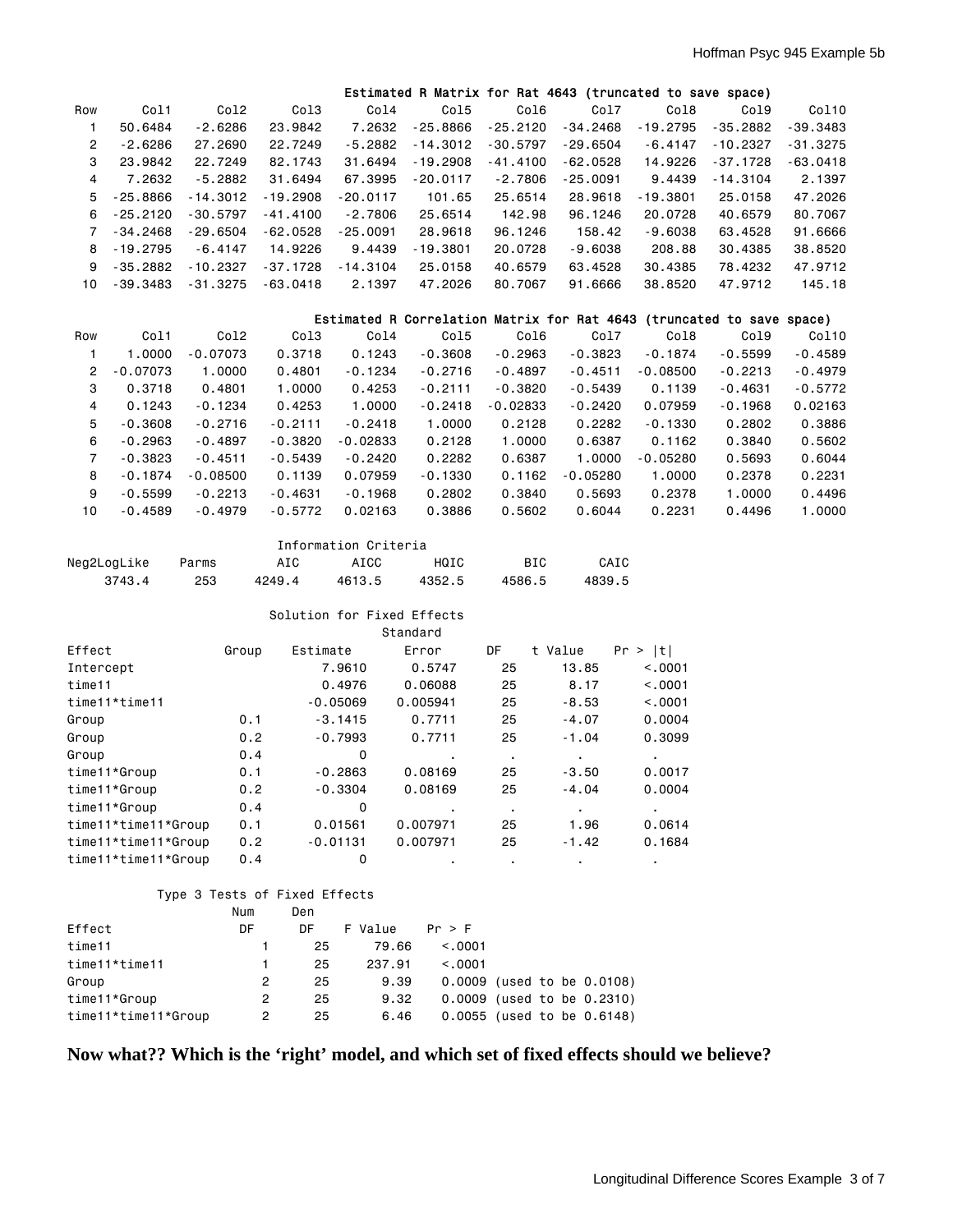**Estimated R Matrix for Rat 4643 (truncated to save space)**

| Row | Col1 | Col2 | Col3 | Col4 | Col5 | Col6 | Col7 | Col8 | Col9 | Col10 |
|---|---|---|---|---|---|---|---|---|---|---|
| 1 | 50.6484 | -2.6286 | 23.9842 | 7.2632 | -25.8866 | -25.2120 | -34.2468 | -19.2795 | -35.2882 | -39.3483 |
| 2 | -2.6286 | 27.2690 | 22.7249 | -5.2882 | -14.3012 | -30.5797 | -29.6504 | -6.4147 | -10.2327 | -31.3275 |
| 3 | 23.9842 | 22.7249 | 82.1743 | 31.6494 | -19.2908 | -41.4100 | -62.0528 | 14.9226 | -37.1728 | -63.0418 |
| 4 | 7.2632 | -5.2882 | 31.6494 | 67.3995 | -20.0117 | -2.7806 | -25.0091 | 9.4439 | -14.3104 | 2.1397 |
| 5 | -25.8866 | -14.3012 | -19.2908 | -20.0117 | 101.65 | 25.6514 | 28.9618 | -19.3801 | 25.0158 | 47.2026 |
| 6 | -25.2120 | -30.5797 | -41.4100 | -2.7806 | 25.6514 | 142.98 | 96.1246 | 20.0728 | 40.6579 | 80.7067 |
| 7 | -34.2468 | -29.6504 | -62.0528 | -25.0091 | 28.9618 | 96.1246 | 158.42 | -9.6038 | 63.4528 | 91.6666 |
| 8 | -19.2795 | -6.4147 | 14.9226 | 9.4439 | -19.3801 | 20.0728 | -9.6038 | 208.88 | 30.4385 | 38.8520 |
| 9 | -35.2882 | -10.2327 | -37.1728 | -14.3104 | 25.0158 | 40.6579 | 63.4528 | 30.4385 | 78.4232 | 47.9712 |
| 10 | -39.3483 | -31.3275 | -63.0418 | 2.1397 | 47.2026 | 80.7067 | 91.6666 | 38.8520 | 47.9712 | 145.18 |

**Estimated R Correlation Matrix for Rat 4643 (truncated to save space)**

| Row | Col1 | Col2 | Col3 | Col4 | Col5 | Col6 | Col7 | Col8 | Col9 | Col10 |
|---|---|---|---|---|---|---|---|---|---|---|
| 1 | 1.0000 | -0.07073 | 0.3718 | 0.1243 | -0.3608 | -0.2963 | -0.3823 | -0.1874 | -0.5599 | -0.4589 |
| 2 | -0.07073 | 1.0000 | 0.4801 | -0.1234 | -0.2716 | -0.4897 | -0.4511 | -0.08500 | -0.2213 | -0.4979 |
| 3 | 0.3718 | 0.4801 | 1.0000 | 0.4253 | -0.2111 | -0.3820 | -0.5439 | 0.1139 | -0.4631 | -0.5772 |
| 4 | 0.1243 | -0.1234 | 0.4253 | 1.0000 | -0.2418 | -0.02833 | -0.2420 | 0.07959 | -0.1968 | 0.02163 |
| 5 | -0.3608 | -0.2716 | -0.2111 | -0.2418 | 1.0000 | 0.2128 | 0.2282 | -0.1330 | 0.2802 | 0.3886 |
| 6 | -0.2963 | -0.4897 | -0.3820 | -0.02833 | 0.2128 | 1.0000 | 0.6387 | 0.1162 | 0.3840 | 0.5602 |
| 7 | -0.3823 | -0.4511 | -0.5439 | -0.2420 | 0.2282 | 0.6387 | 1.0000 | -0.05280 | 0.5693 | 0.6044 |
| 8 | -0.1874 | -0.08500 | 0.1139 | 0.07959 | -0.1330 | 0.1162 | -0.05280 | 1.0000 | 0.2378 | 0.2231 |
| 9 | -0.5599 | -0.2213 | -0.4631 | -0.1968 | 0.2802 | 0.3840 | 0.5693 | 0.2378 | 1.0000 | 0.4496 |
| 10 | -0.4589 | -0.4979 | -0.5772 | 0.02163 | 0.3886 | 0.5602 | 0.6044 | 0.2231 | 0.4496 | 1.0000 |

**Information Criteria**

| Neg2LogLike | Parms | AIC | AICC | HQIC | BIC | CAIC |
|---|---|---|---|---|---|---|
| 3743.4 | 253 | 4249.4 | 4613.5 | 4352.5 | 4586.5 | 4839.5 |

**Solution for Fixed Effects**

| Effect | Group | Estimate | Standard Error | DF | t Value | Pr > \|t\| |
|---|---|---|---|---|---|---|
| Intercept | | 7.9610 | 0.5747 | 25 | 13.85 | <.0001 |
| time11 | | 0.4976 | 0.06088 | 25 | 8.17 | <.0001 |
| time11*time11 | | -0.05069 | 0.005941 | 25 | -8.53 | <.0001 |
| Group | 0.1 | -3.1415 | 0.7711 | 25 | -4.07 | 0.0004 |
| Group | 0.2 | -0.7993 | 0.7711 | 25 | -1.04 | 0.3099 |
| Group | 0.4 | 0 | . | . | . | . |
| time11*Group | 0.1 | -0.2863 | 0.08169 | 25 | -3.50 | 0.0017 |
| time11*Group | 0.2 | -0.3304 | 0.08169 | 25 | -4.04 | 0.0004 |
| time11*Group | 0.4 | 0 | . | . | . | . |
| time11*time11*Group | 0.1 | 0.01561 | 0.007971 | 25 | 1.96 | 0.0614 |
| time11*time11*Group | 0.2 | -0.01131 | 0.007971 | 25 | -1.42 | 0.1684 |
| time11*time11*Group | 0.4 | 0 | . | . | . | . |

**Type 3 Tests of Fixed Effects**

| Effect | Num DF | Den DF | F Value | Pr > F |
|---|---|---|---|---|
| time11 | 1 | 25 | 79.66 | <.0001 |
| time11*time11 | 1 | 25 | 237.91 | <.0001 |
| Group | 2 | 25 | 9.39 | 0.0009 (used to be 0.0108) |
| time11*Group | 2 | 25 | 9.32 | 0.0009 (used to be 0.2310) |
| time11*time11*Group | 2 | 25 | 6.46 | 0.0055 (used to be 0.6148) |

**Now what?? Which is the ‘right’ model, and which set of fixed effects should we believe?**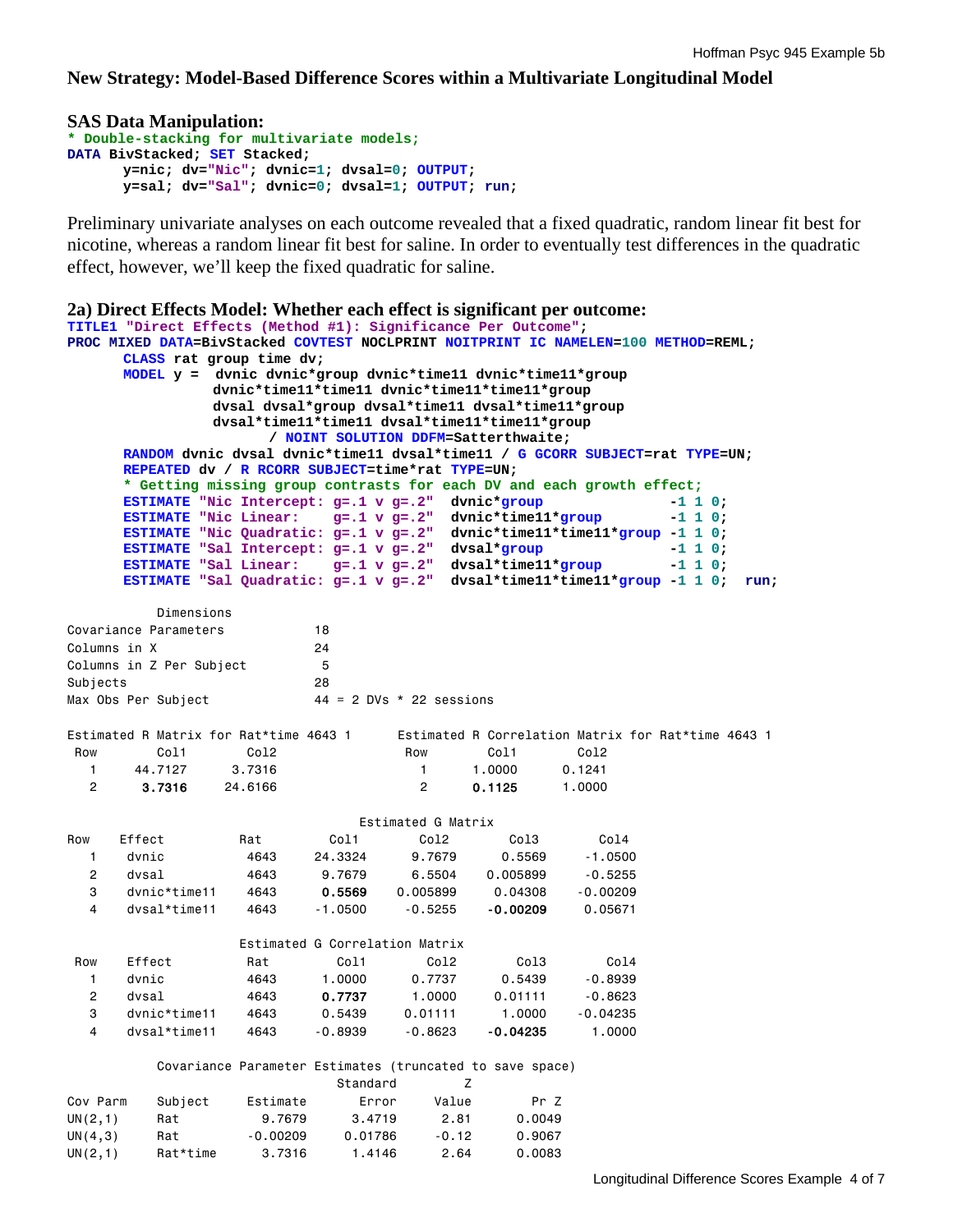## New Strategy: Model-Based Difference Scores within a Multivariate Longitudinal Model

### SAS Data Manipulation:

```
* Double-stacking for multivariate models;
DATA BivStacked; SET Stacked;
      y=nic; dv="Nic"; dvnic=1; dvsal=0; OUTPUT;
      y=sal; dv="Sal"; dvnic=0; dvsal=1; OUTPUT; run;
```

Preliminary univariate analyses on each outcome revealed that a fixed quadratic, random linear fit best for nicotine, whereas a random linear fit best for saline. In order to eventually test differences in the quadratic effect, however, we'll keep the fixed quadratic for saline.

### 2a) Direct Effects Model: Whether each effect is significant per outcome:

```
TITLE1 "Direct Effects (Method #1): Significance Per Outcome";
PROC MIXED DATA=BivStacked COVTEST NOCLPRINT NOITPRINT IC NAMELEN=100 METHOD=REML;
      CLASS rat group time dv;
      MODEL y =  dvnic dvnic*group dvnic*time11 dvnic*time11*group
                 dvnic*time11*time11 dvnic*time11*time11*group
                 dvsal dvsal*group dvsal*time11 dvsal*time11*group
                 dvsal*time11*time11 dvsal*time11*time11*group
                        / NOINT SOLUTION DDFM=Satterthwaite;
      RANDOM dvnic dvsal dvnic*time11 dvsal*time11 / G GCORR SUBJECT=rat TYPE=UN;
      REPEATED dv / R RCORR SUBJECT=time*rat TYPE=UN;
      * Getting missing group contrasts for each DV and each growth effect;
      ESTIMATE "Nic Intercept: g=.1 v g=.2"  dvnic*group              -1 1 0;
      ESTIMATE "Nic Linear:    g=.1 v g=.2"  dvnic*time11*group       -1 1 0;
      ESTIMATE "Nic Quadratic: g=.1 v g=.2"  dvnic*time11*time11*group -1 1 0;
      ESTIMATE "Sal Intercept: g=.1 v g=.2"  dvsal*group              -1 1 0;
      ESTIMATE "Sal Linear:    g=.1 v g=.2"  dvsal*time11*group       -1 1 0;
      ESTIMATE "Sal Quadratic: g=.1 v g=.2"  dvsal*time11*time11*group -1 1 0;  run;
```

```
           Dimensions
Covariance Parameters            18
Columns in X                     24
Columns in Z Per Subject          5
Subjects                         28
Max Obs Per Subject              44 = 2 DVs * 22 sessions

Estimated R Matrix for Rat*time 4643 1      Estimated R Correlation Matrix for Rat*time 4643 1
 Row        Col1        Col2                  Row        Col1        Col2
   1     44.7127      3.7316                    1      1.0000      0.1241
   2      3.7316     24.6166                    2      0.1125      1.0000

                                      Estimated G Matrix
Row    Effect          Rat        Col1        Col2        Col3        Col4
  1    dvnic           4643    24.3324      9.7679      0.5569     -1.0500
  2    dvsal           4643     9.7679      6.5504    0.005899     -0.5255
  3    dvnic*time11    4643     0.5569    0.005899     0.04308    -0.00209
  4    dvsal*time11    4643    -1.0500     -0.5255    -0.00209     0.05671

                         Estimated G Correlation Matrix
 Row    Effect          Rat        Col1        Col2        Col3        Col4
   1    dvnic           4643     1.0000      0.7737      0.5439     -0.8939
   2    dvsal           4643     0.7737      1.0000     0.01111     -0.8623
   3    dvnic*time11    4643     0.5439     0.01111      1.0000    -0.04235
   4    dvsal*time11    4643    -0.8939     -0.8623    -0.04235      1.0000

          Covariance Parameter Estimates (truncated to save space)
                                     Standard         Z
Cov Parm      Subject      Estimate       Error     Value        Pr Z
UN(2,1)       Rat            9.7679      3.4719      2.81      0.0049
UN(4,3)       Rat          -0.00209     0.01786     -0.12      0.9067
UN(2,1)       Rat*time       3.7316      1.4146      2.64      0.0083
```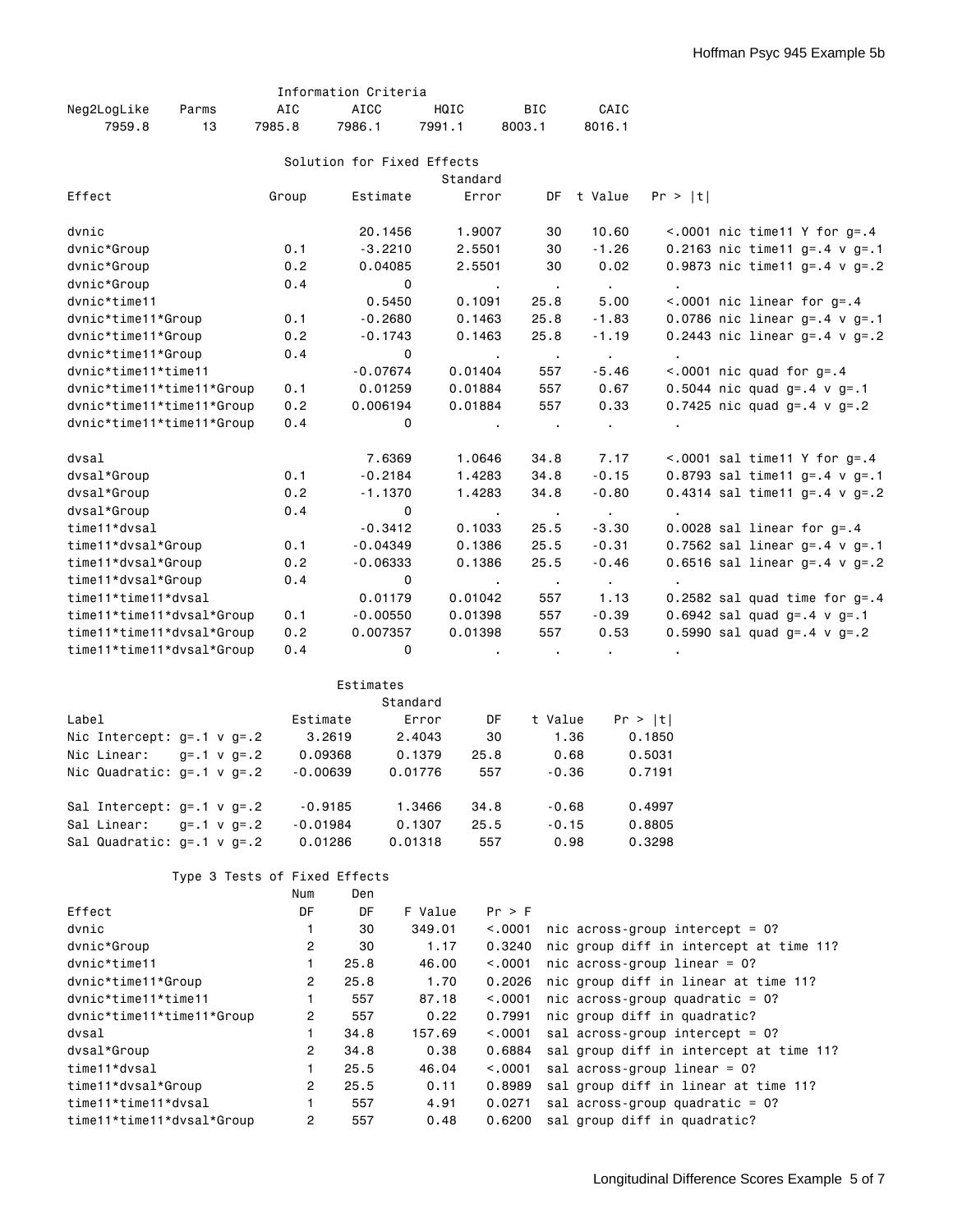### Information Criteria

| Neg2LogLike | Parms | AIC | AICC | HQIC | BIC | CAIC |
|---|---|---|---|---|---|---|
| 7959.8 | 13 | 7985.8 | 7986.1 | 7991.1 | 8003.1 | 8016.1 |

### Solution for Fixed Effects

| Effect | Group | Estimate | Standard Error | DF | t Value | Pr > \|t\| | |
|---|---|---|---|---|---|---|---|
| dvnic | | 20.1456 | 1.9007 | 30 | 10.60 | <.0001 | nic time11 Y for g=.4 |
| dvnic*Group | 0.1 | -3.2210 | 2.5501 | 30 | -1.26 | 0.2163 | nic time11 g=.4 v g=.1 |
| dvnic*Group | 0.2 | 0.04085 | 2.5501 | 30 | 0.02 | 0.9873 | nic time11 g=.4 v g=.2 |
| dvnic*Group | 0.4 | 0 | . | . | . | . | |
| dvnic*time11 | | 0.5450 | 0.1091 | 25.8 | 5.00 | <.0001 | nic linear for g=.4 |
| dvnic*time11*Group | 0.1 | -0.2680 | 0.1463 | 25.8 | -1.83 | 0.0786 | nic linear g=.4 v g=.1 |
| dvnic*time11*Group | 0.2 | -0.1743 | 0.1463 | 25.8 | -1.19 | 0.2443 | nic linear g=.4 v g=.2 |
| dvnic*time11*Group | 0.4 | 0 | . | . | . | . | |
| dvnic*time11*time11 | | -0.07674 | 0.01404 | 557 | -5.46 | <.0001 | nic quad for g=.4 |
| dvnic*time11*time11*Group | 0.1 | 0.01259 | 0.01884 | 557 | 0.67 | 0.5044 | nic quad g=.4 v g=.1 |
| dvnic*time11*time11*Group | 0.2 | 0.006194 | 0.01884 | 557 | 0.33 | 0.7425 | nic quad g=.4 v g=.2 |
| dvnic*time11*time11*Group | 0.4 | 0 | . | . | . | . | |
| dvsal | | 7.6369 | 1.0646 | 34.8 | 7.17 | <.0001 | sal time11 Y for g=.4 |
| dvsal*Group | 0.1 | -0.2184 | 1.4283 | 34.8 | -0.15 | 0.8793 | sal time11 g=.4 v g=.1 |
| dvsal*Group | 0.2 | -1.1370 | 1.4283 | 34.8 | -0.80 | 0.4314 | sal time11 g=.4 v g=.2 |
| dvsal*Group | 0.4 | 0 | . | . | . | . | |
| time11*dvsal | | -0.3412 | 0.1033 | 25.5 | -3.30 | 0.0028 | sal linear for g=.4 |
| time11*dvsal*Group | 0.1 | -0.04349 | 0.1386 | 25.5 | -0.31 | 0.7562 | sal linear g=.4 v g=.1 |
| time11*dvsal*Group | 0.2 | -0.06333 | 0.1386 | 25.5 | -0.46 | 0.6516 | sal linear g=.4 v g=.2 |
| time11*dvsal*Group | 0.4 | 0 | . | . | . | . | |
| time11*time11*dvsal | | 0.01179 | 0.01042 | 557 | 1.13 | 0.2582 | sal quad time for g=.4 |
| time11*time11*dvsal*Group | 0.1 | -0.00550 | 0.01398 | 557 | -0.39 | 0.6942 | sal quad g=.4 v g=.1 |
| time11*time11*dvsal*Group | 0.2 | 0.007357 | 0.01398 | 557 | 0.53 | 0.5990 | sal quad g=.4 v g=.2 |
| time11*time11*dvsal*Group | 0.4 | 0 | . | . | . | . | |

### Estimates

| Label | Estimate | Standard Error | DF | t Value | Pr > \|t\| |
|---|---|---|---|---|---|
| Nic Intercept: g=.1 v g=.2 | 3.2619 | 2.4043 | 30 | 1.36 | 0.1850 |
| Nic Linear: g=.1 v g=.2 | 0.09368 | 0.1379 | 25.8 | 0.68 | 0.5031 |
| Nic Quadratic: g=.1 v g=.2 | -0.00639 | 0.01776 | 557 | -0.36 | 0.7191 |
| Sal Intercept: g=.1 v g=.2 | -0.9185 | 1.3466 | 34.8 | -0.68 | 0.4997 |
| Sal Linear: g=.1 v g=.2 | -0.01984 | 0.1307 | 25.5 | -0.15 | 0.8805 |
| Sal Quadratic: g=.1 v g=.2 | 0.01286 | 0.01318 | 557 | 0.98 | 0.3298 |

### Type 3 Tests of Fixed Effects

| Effect | Num DF | Den DF | F Value | Pr > F | |
|---|---|---|---|---|---|
| dvnic | 1 | 30 | 349.01 | <.0001 | nic across-group intercept = 0? |
| dvnic*Group | 2 | 30 | 1.17 | 0.3240 | nic group diff in intercept at time 11? |
| dvnic*time11 | 1 | 25.8 | 46.00 | <.0001 | nic across-group linear = 0? |
| dvnic*time11*Group | 2 | 25.8 | 1.70 | 0.2026 | nic group diff in linear at time 11? |
| dvnic*time11*time11 | 1 | 557 | 87.18 | <.0001 | nic across-group quadratic = 0? |
| dvnic*time11*time11*Group | 2 | 557 | 0.22 | 0.7991 | nic group diff in quadratic? |
| dvsal | 1 | 34.8 | 157.69 | <.0001 | sal across-group intercept = 0? |
| dvsal*Group | 2 | 34.8 | 0.38 | 0.6884 | sal group diff in intercept at time 11? |
| time11*dvsal | 1 | 25.5 | 46.04 | <.0001 | sal across-group linear = 0? |
| time11*dvsal*Group | 2 | 25.5 | 0.11 | 0.8989 | sal group diff in linear at time 11? |
| time11*time11*dvsal | 1 | 557 | 4.91 | 0.0271 | sal across-group quadratic = 0? |
| time11*time11*dvsal*Group | 2 | 557 | 0.48 | 0.6200 | sal group diff in quadratic? |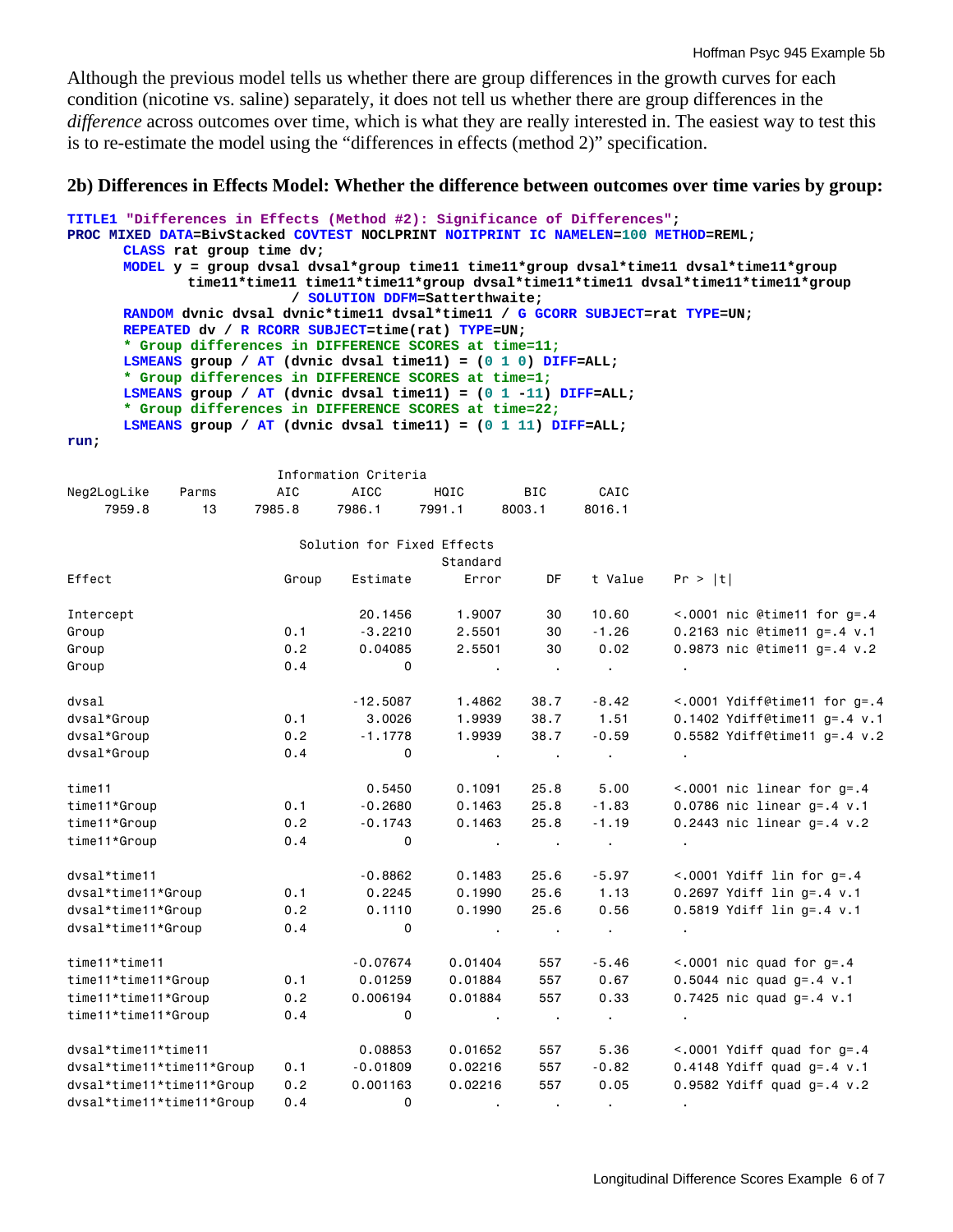Although the previous model tells us whether there are group differences in the growth curves for each condition (nicotine vs. saline) separately, it does not tell us whether there are group differences in the *difference* across outcomes over time, which is what they are really interested in. The easiest way to test this is to re-estimate the model using the "differences in effects (method 2)" specification.

## 2b) Differences in Effects Model: Whether the difference between outcomes over time varies by group:

```
TITLE1 "Differences in Effects (Method #2): Significance of Differences";
PROC MIXED DATA=BivStacked COVTEST NOCLPRINT NOITPRINT IC NAMELEN=100 METHOD=REML;
      CLASS rat group time dv;
      MODEL y = group dvsal dvsal*group time11 time11*group dvsal*time11 dvsal*time11*group
            time11*time11 time11*time11*group dvsal*time11*time11 dvsal*time11*time11*group
                        / SOLUTION DDFM=Satterthwaite;
      RANDOM dvnic dvsal dvnic*time11 dvsal*time11 / G GCORR SUBJECT=rat TYPE=UN;
      REPEATED dv / R RCORR SUBJECT=time(rat) TYPE=UN;
      * Group differences in DIFFERENCE SCORES at time=11;
      LSMEANS group / AT (dvnic dvsal time11) = (0 1 0) DIFF=ALL;
      * Group differences in DIFFERENCE SCORES at time=1;
      LSMEANS group / AT (dvnic dvsal time11) = (0 1 -11) DIFF=ALL;
      * Group differences in DIFFERENCE SCORES at time=22;
      LSMEANS group / AT (dvnic dvsal time11) = (0 1 11) DIFF=ALL;
run;
```

```
                              Information Criteria
Neg2LogLike      Parms        AIC       AICC       HQIC        BIC       CAIC
     7959.8         13     7985.8     7986.1     7991.1     8003.1     8016.1

                              Solution for Fixed Effects
                                                 Standard
Effect                       Group    Estimate      Error      DF    t Value    Pr > |t|

Intercept                              20.1456     1.9007      30      10.60    <.0001 nic @time11 for g=.4
Group                          0.1     -3.2210     2.5501      30      -1.26    0.2163 nic @time11 g=.4 v.1
Group                          0.2     0.04085     2.5501      30       0.02    0.9873 nic @time11 g=.4 v.2
Group                          0.4           0          .       .          .     .

dvsal                                 -12.5087     1.4862    38.7      -8.42    <.0001 Ydiff@time11 for g=.4
dvsal*Group                    0.1      3.0026     1.9939    38.7       1.51    0.1402 Ydiff@time11 g=.4 v.1
dvsal*Group                    0.2     -1.1778     1.9939    38.7      -0.59    0.5582 Ydiff@time11 g=.4 v.2
dvsal*Group                    0.4           0          .       .          .     .

time11                                  0.5450     0.1091    25.8       5.00    <.0001 nic linear for g=.4
time11*Group                   0.1     -0.2680     0.1463    25.8      -1.83    0.0786 nic linear g=.4 v.1
time11*Group                   0.2     -0.1743     0.1463    25.8      -1.19    0.2443 nic linear g=.4 v.2
time11*Group                   0.4           0          .       .          .     .

dvsal*time11                           -0.8862     0.1483    25.6      -5.97    <.0001 Ydiff lin for g=.4
dvsal*time11*Group             0.1      0.2245     0.1990    25.6       1.13    0.2697 Ydiff lin g=.4 v.1
dvsal*time11*Group             0.2      0.1110     0.1990    25.6       0.56    0.5819 Ydiff lin g=.4 v.1
dvsal*time11*Group             0.4           0          .       .          .     .

time11*time11                         -0.07674    0.01404     557      -5.46    <.0001 nic quad for g=.4
time11*time11*Group            0.1     0.01259    0.01884     557       0.67    0.5044 nic quad g=.4 v.1
time11*time11*Group            0.2    0.006194    0.01884     557       0.33    0.7425 nic quad g=.4 v.1
time11*time11*Group            0.4           0          .       .          .     .

dvsal*time11*time11                    0.08853    0.01652     557       5.36    <.0001 Ydiff quad for g=.4
dvsal*time11*time11*Group      0.1    -0.01809    0.02216     557      -0.82    0.4148 Ydiff quad g=.4 v.1
dvsal*time11*time11*Group      0.2    0.001163    0.02216     557       0.05    0.9582 Ydiff quad g=.4 v.2
dvsal*time11*time11*Group      0.4           0          .       .          .     .
```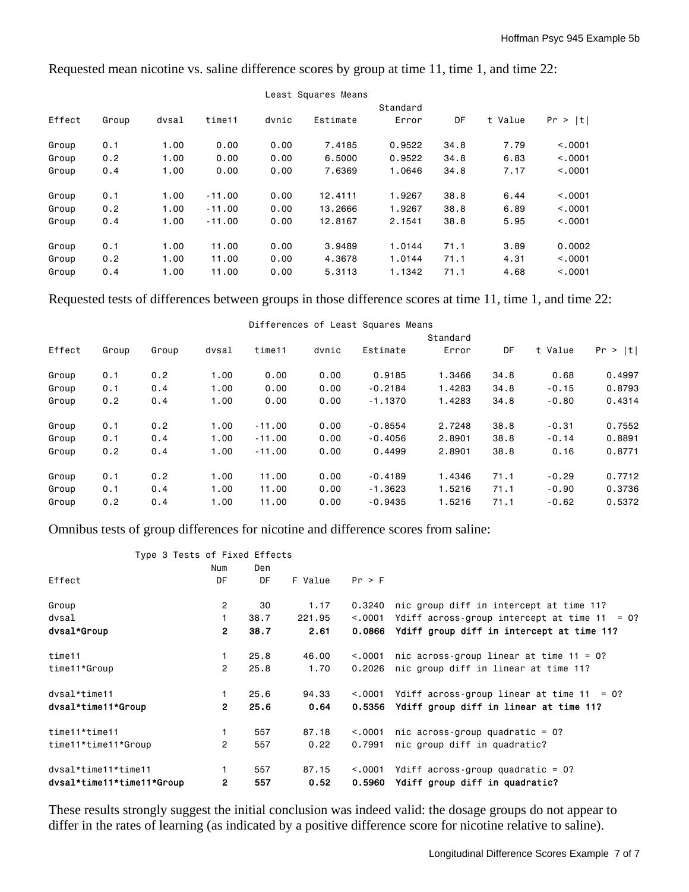Requested mean nicotine vs. saline difference scores by group at time 11, time 1, and time 22:

Least Squares Means

| Effect | Group | dvsal | time11 | dvnic | Estimate | Standard Error | DF | t Value | Pr > \|t\| |
|---|---|---|---|---|---|---|---|---|---|
| Group | 0.1 | 1.00 | 0.00 | 0.00 | 7.4185 | 0.9522 | 34.8 | 7.79 | <.0001 |
| Group | 0.2 | 1.00 | 0.00 | 0.00 | 6.5000 | 0.9522 | 34.8 | 6.83 | <.0001 |
| Group | 0.4 | 1.00 | 0.00 | 0.00 | 7.6369 | 1.0646 | 34.8 | 7.17 | <.0001 |
| Group | 0.1 | 1.00 | -11.00 | 0.00 | 12.4111 | 1.9267 | 38.8 | 6.44 | <.0001 |
| Group | 0.2 | 1.00 | -11.00 | 0.00 | 13.2666 | 1.9267 | 38.8 | 6.89 | <.0001 |
| Group | 0.4 | 1.00 | -11.00 | 0.00 | 12.8167 | 2.1541 | 38.8 | 5.95 | <.0001 |
| Group | 0.1 | 1.00 | 11.00 | 0.00 | 3.9489 | 1.0144 | 71.1 | 3.89 | 0.0002 |
| Group | 0.2 | 1.00 | 11.00 | 0.00 | 4.3678 | 1.0144 | 71.1 | 4.31 | <.0001 |
| Group | 0.4 | 1.00 | 11.00 | 0.00 | 5.3113 | 1.1342 | 71.1 | 4.68 | <.0001 |

Requested tests of differences between groups in those difference scores at time 11, time 1, and time 22:

Differences of Least Squares Means

| Effect | Group | Group | dvsal | time11 | dvnic | Estimate | Standard Error | DF | t Value | Pr > \|t\| |
|---|---|---|---|---|---|---|---|---|---|---|
| Group | 0.1 | 0.2 | 1.00 | 0.00 | 0.00 | 0.9185 | 1.3466 | 34.8 | 0.68 | 0.4997 |
| Group | 0.1 | 0.4 | 1.00 | 0.00 | 0.00 | -0.2184 | 1.4283 | 34.8 | -0.15 | 0.8793 |
| Group | 0.2 | 0.4 | 1.00 | 0.00 | 0.00 | -1.1370 | 1.4283 | 34.8 | -0.80 | 0.4314 |
| Group | 0.1 | 0.2 | 1.00 | -11.00 | 0.00 | -0.8554 | 2.7248 | 38.8 | -0.31 | 0.7552 |
| Group | 0.1 | 0.4 | 1.00 | -11.00 | 0.00 | -0.4056 | 2.8901 | 38.8 | -0.14 | 0.8891 |
| Group | 0.2 | 0.4 | 1.00 | -11.00 | 0.00 | 0.4499 | 2.8901 | 38.8 | 0.16 | 0.8771 |
| Group | 0.1 | 0.2 | 1.00 | 11.00 | 0.00 | -0.4189 | 1.4346 | 71.1 | -0.29 | 0.7712 |
| Group | 0.1 | 0.4 | 1.00 | 11.00 | 0.00 | -1.3623 | 1.5216 | 71.1 | -0.90 | 0.3736 |
| Group | 0.2 | 0.4 | 1.00 | 11.00 | 0.00 | -0.9435 | 1.5216 | 71.1 | -0.62 | 0.5372 |

Omnibus tests of group differences for nicotine and difference scores from saline:

Type 3 Tests of Fixed Effects

| Effect | Num DF | Den DF | F Value | Pr > F | |
|---|---|---|---|---|---|
| Group | 2 | 30 | 1.17 | 0.3240 | nic group diff in intercept at time 11? |
| dvsal | 1 | 38.7 | 221.95 | <.0001 | Ydiff across-group intercept at time 11 = 0? |
| **dvsal*Group** | **2** | **38.7** | **2.61** | **0.0866** | **Ydiff group diff in intercept at time 11?** |
| time11 | 1 | 25.8 | 46.00 | <.0001 | nic across-group linear at time 11 = 0? |
| time11*Group | 2 | 25.8 | 1.70 | 0.2026 | nic group diff in linear at time 11? |
| dvsal*time11 | 1 | 25.6 | 94.33 | <.0001 | Ydiff across-group linear at time 11 = 0? |
| **dvsal*time11*Group** | **2** | **25.6** | **0.64** | **0.5356** | **Ydiff group diff in linear at time 11?** |
| time11*time11 | 1 | 557 | 87.18 | <.0001 | nic across-group quadratic = 0? |
| time11*time11*Group | 2 | 557 | 0.22 | 0.7991 | nic group diff in quadratic? |
| dvsal*time11*time11 | 1 | 557 | 87.15 | <.0001 | Ydiff across-group quadratic = 0? |
| **dvsal*time11*time11*Group** | **2** | **557** | **0.52** | **0.5960** | **Ydiff group diff in quadratic?** |

These results strongly suggest the initial conclusion was indeed valid: the dosage groups do not appear to differ in the rates of learning (as indicated by a positive difference score for nicotine relative to saline).